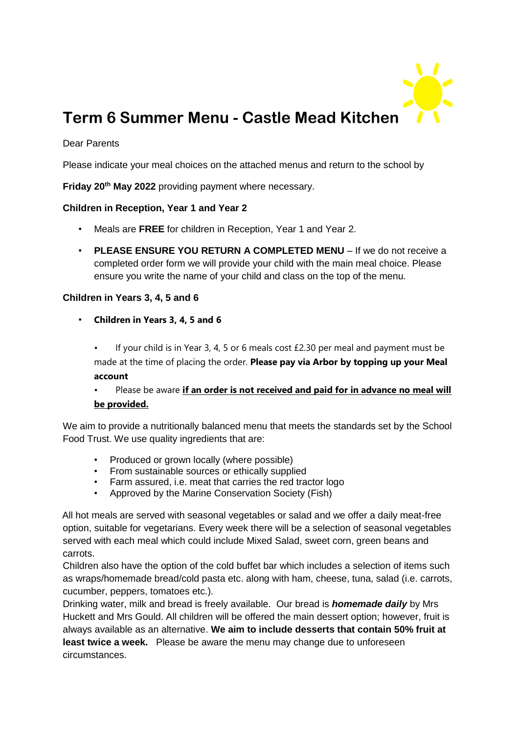# Term 6 Summer Menu - Castle Mead Kitchen

Dear Parents

Please indicate your meal choices on the attached menus and return to the school by

**Friday 20th May 2022** providing payment where necessary.

**Children in Reception, Year 1 and Year 2**

- Meals are **FREE** for children in Reception, Year 1 and Year 2.
- **PLEASE ENSURE YOU RETURN A COMPLETED MENU** – If we do not receive a completed order form we will provide your child with the main meal choice. Please ensure you write the name of your child and class on the top of the menu.

**Children in Years 3, 4, 5 and 6**

- **Children in Years 3, 4, 5 and 6**
  - If your child is in Year 3, 4, 5 or 6 meals cost £2.30 per meal and payment must be made at the time of placing the order. **Please pay via Arbor by topping up your Meal account**
  - Please be aware **<u>if an order is not received and paid for in advance no meal will be provided.</u>**

We aim to provide a nutritionally balanced menu that meets the standards set by the School Food Trust. We use quality ingredients that are:

- Produced or grown locally (where possible)
- From sustainable sources or ethically supplied
- Farm assured, i.e. meat that carries the red tractor logo
- Approved by the Marine Conservation Society (Fish)

All hot meals are served with seasonal vegetables or salad and we offer a daily meat-free option, suitable for vegetarians. Every week there will be a selection of seasonal vegetables served with each meal which could include Mixed Salad, sweet corn, green beans and carrots.

Children also have the option of the cold buffet bar which includes a selection of items such as wraps/homemade bread/cold pasta etc. along with ham, cheese, tuna, salad (i.e. carrots, cucumber, peppers, tomatoes etc.).

Drinking water, milk and bread is freely available. Our bread is ***homemade daily*** by Mrs Huckett and Mrs Gould. All children will be offered the main dessert option; however, fruit is always available as an alternative. **We aim to include desserts that contain 50% fruit at least twice a week.** Please be aware the menu may change due to unforeseen circumstances.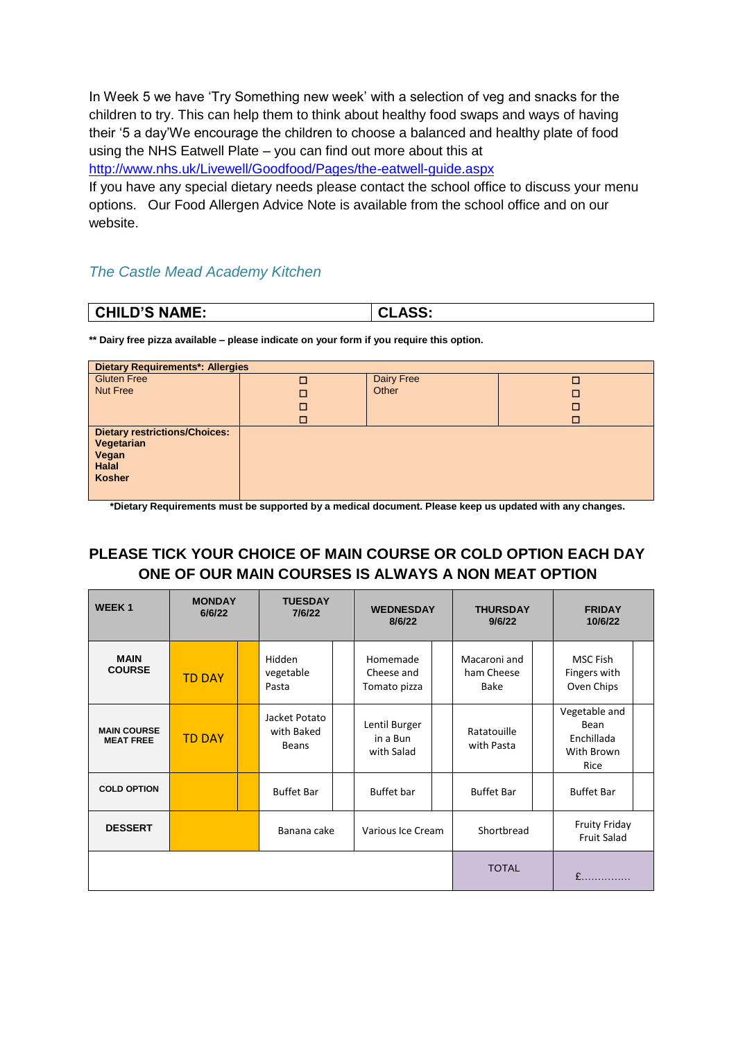In Week 5 we have 'Try Something new week' with a selection of veg and snacks for the children to try. This can help them to think about healthy food swaps and ways of having their '5 a day'We encourage the children to choose a balanced and healthy plate of food using the NHS Eatwell Plate – you can find out more about this at http://www.nhs.uk/Livewell/Goodfood/Pages/the-eatwell-guide.aspx

If you have any special dietary needs please contact the school office to discuss your menu options. Our Food Allergen Advice Note is available from the school office and on our website.

*The Castle Mead Academy Kitchen*

| CHILD'S NAME: | CLASS: |
|---|---|

**** Dairy free pizza available – please indicate on your form if you require this option.**

| Dietary Requirements*: Allergies | | | |
|---|---|---|---|
| Gluten Free<br>Nut Free | ☐<br>☐<br>☐<br>☐ | Dairy Free<br>Other | ☐<br>☐<br>☐<br>☐ |
| **Dietary restrictions/Choices:**<br>**Vegetarian**<br>**Vegan**<br>**Halal**<br>**Kosher** | | | |

***Dietary Requirements must be supported by a medical document. Please keep us updated with any changes.**

## PLEASE TICK YOUR CHOICE OF MAIN COURSE OR COLD OPTION EACH DAY
## ONE OF OUR MAIN COURSES IS ALWAYS A NON MEAT OPTION

| WEEK 1 | MONDAY 6/6/22 | | TUESDAY 7/6/22 | | WEDNESDAY 8/6/22 | | THURSDAY 9/6/22 | | FRIDAY 10/6/22 | |
|---|---|---|---|---|---|---|---|---|---|---|
| **MAIN COURSE** | TD DAY | | Hidden vegetable Pasta | | Homemade Cheese and Tomato pizza | | Macaroni and ham Cheese Bake | | MSC Fish Fingers with Oven Chips | |
| **MAIN COURSE MEAT FREE** | TD DAY | | Jacket Potato with Baked Beans | | Lentil Burger in a Bun with Salad | | Ratatouille with Pasta | | Vegetable and Bean Enchillada With Brown Rice | |
| **COLD OPTION** | | | Buffet Bar | | Buffet bar | | Buffet Bar | | Buffet Bar | |
| **DESSERT** | | | Banana cake | | Various Ice Cream | | Shortbread | | Fruity Friday Fruit Salad | |
| | | | | | | | TOTAL | | £............... | |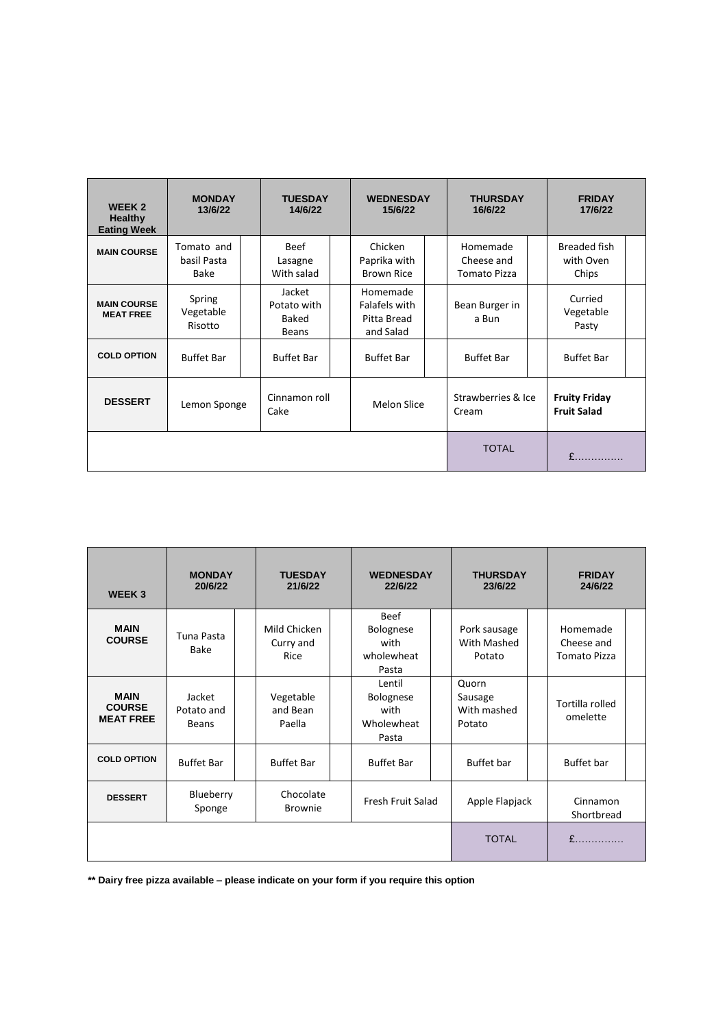| WEEK 2 Healthy Eating Week | MONDAY 13/6/22 | | TUESDAY 14/6/22 | | WEDNESDAY 15/6/22 | | THURSDAY 16/6/22 | | FRIDAY 17/6/22 | |
|---|---|---|---|---|---|---|---|---|---|---|
| MAIN COURSE | Tomato and basil Pasta Bake | | Beef Lasagne With salad | | Chicken Paprika with Brown Rice | | Homemade Cheese and Tomato Pizza | | Breaded fish with Oven Chips | |
| MAIN COURSE MEAT FREE | Spring Vegetable Risotto | | Jacket Potato with Baked Beans | | Homemade Falafels with Pitta Bread and Salad | | Bean Burger in a Bun | | Curried Vegetable Pasty | |
| COLD OPTION | Buffet Bar | | Buffet Bar | | Buffet Bar | | Buffet Bar | | Buffet Bar | |
| DESSERT | Lemon Sponge | | Cinnamon roll Cake | | Melon Slice | | Strawberries & Ice Cream | | **Fruity Friday Fruit Salad** | |
| | | | | | | | TOTAL | | £………….. | |

| WEEK 3 | MONDAY 20/6/22 | | TUESDAY 21/6/22 | | WEDNESDAY 22/6/22 | | THURSDAY 23/6/22 | | FRIDAY 24/6/22 | |
|---|---|---|---|---|---|---|---|---|---|---|
| MAIN COURSE | Tuna Pasta Bake | | Mild Chicken Curry and Rice | | Beef Bolognese with wholewheat Pasta | | Pork sausage With Mashed Potato | | Homemade Cheese and Tomato Pizza | |
| MAIN COURSE MEAT FREE | Jacket Potato and Beans | | Vegetable and Bean Paella | | Lentil Bolognese with Wholewheat Pasta | | Quorn Sausage With mashed Potato | | Tortilla rolled omelette | |
| COLD OPTION | Buffet Bar | | Buffet Bar | | Buffet Bar | | Buffet bar | | Buffet bar | |
| DESSERT | Blueberry Sponge | | Chocolate Brownie | | Fresh Fruit Salad | | Apple Flapjack | | Cinnamon Shortbread | |
| | | | | | | | TOTAL | | £………….. | |

**** Dairy free pizza available – please indicate on your form if you require this option**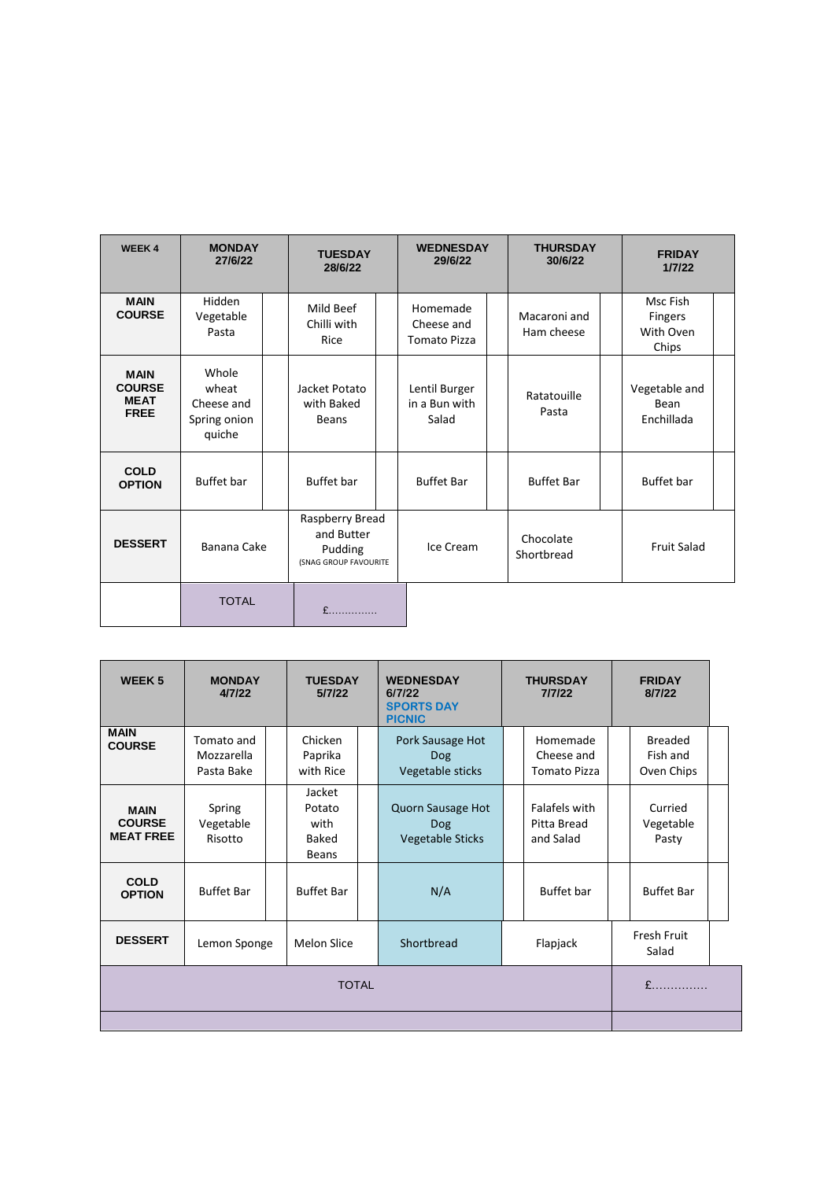| WEEK 4 | MONDAY 27/6/22 | TUESDAY 28/6/22 | WEDNESDAY 29/6/22 | THURSDAY 30/6/22 | FRIDAY 1/7/22 |
|---|---|---|---|---|---|
| **MAIN COURSE** | Hidden Vegetable Pasta | Mild Beef Chilli with Rice | Homemade Cheese and Tomato Pizza | Macaroni and Ham cheese | Msc Fish Fingers With Oven Chips |
| **MAIN COURSE MEAT FREE** | Whole wheat Cheese and Spring onion quiche | Jacket Potato with Baked Beans | Lentil Burger in a Bun with Salad | Ratatouille Pasta | Vegetable and Bean Enchillada |
| **COLD OPTION** | Buffet bar | Buffet bar | Buffet Bar | Buffet Bar | Buffet bar |
| **DESSERT** | Banana Cake | Raspberry Bread and Butter Pudding (SNAG GROUP FAVOURITE | Ice Cream | Chocolate Shortbread | Fruit Salad |
| | TOTAL | £.............. | | | |

| WEEK 5 | MONDAY 4/7/22 | TUESDAY 5/7/22 | WEDNESDAY 6/7/22 SPORTS DAY PICNIC | THURSDAY 7/7/22 | FRIDAY 8/7/22 |
|---|---|---|---|---|---|
| **MAIN COURSE** | Tomato and Mozzarella Pasta Bake | Chicken Paprika with Rice | Pork Sausage Hot Dog Vegetable sticks | Homemade Cheese and Tomato Pizza | Breaded Fish and Oven Chips |
| **MAIN COURSE MEAT FREE** | Spring Vegetable Risotto | Jacket Potato with Baked Beans | Quorn Sausage Hot Dog Vegetable Sticks | Falafels with Pitta Bread and Salad | Curried Vegetable Pasty |
| **COLD OPTION** | Buffet Bar | Buffet Bar | N/A | Buffet bar | Buffet Bar |
| **DESSERT** | Lemon Sponge | Melon Slice | Shortbread | Flapjack | Fresh Fruit Salad |
| TOTAL | | | | | £.............. |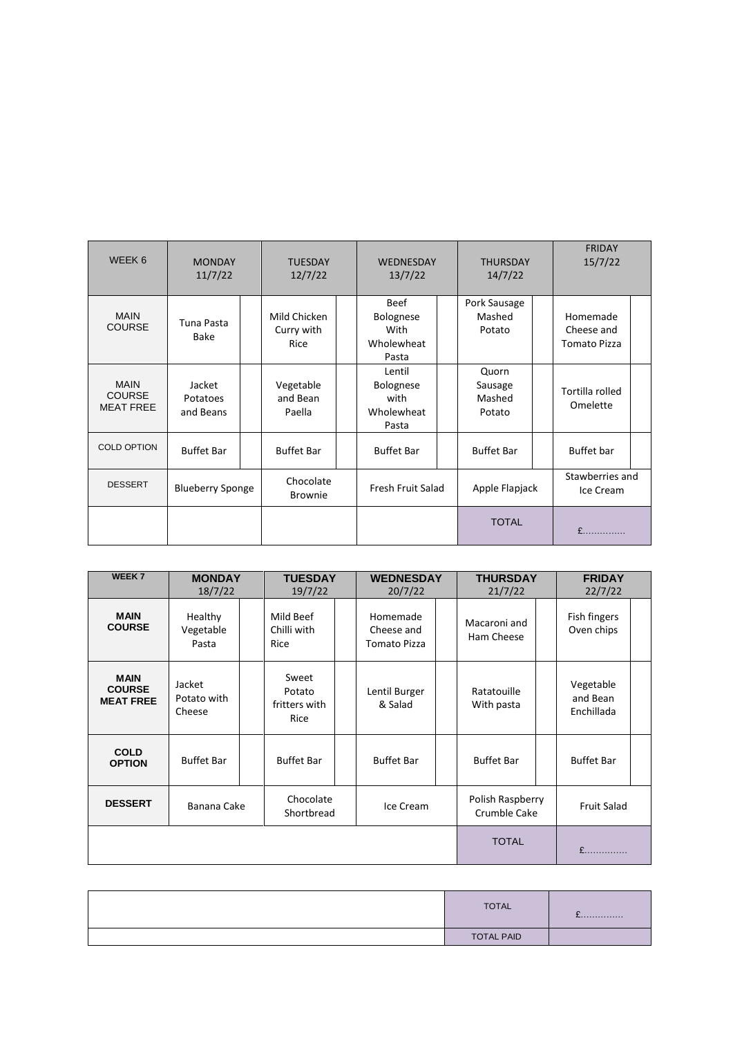| WEEK 6 | MONDAY 11/7/22 | | TUESDAY 12/7/22 | | WEDNESDAY 13/7/22 | | THURSDAY 14/7/22 | | FRIDAY 15/7/22 | |
|---|---|---|---|---|---|---|---|---|---|---|
| MAIN COURSE | Tuna Pasta Bake | | Mild Chicken Curry with Rice | | Beef Bolognese With Wholewheat Pasta | | Pork Sausage Mashed Potato | | Homemade Cheese and Tomato Pizza | |
| MAIN COURSE MEAT FREE | Jacket Potatoes and Beans | | Vegetable and Bean Paella | | Lentil Bolognese with Wholewheat Pasta | | Quorn Sausage Mashed Potato | | Tortilla rolled Omelette | |
| COLD OPTION | Buffet Bar | | Buffet Bar | | Buffet Bar | | Buffet Bar | | Buffet bar | |
| DESSERT | Blueberry Sponge | | Chocolate Brownie | | Fresh Fruit Salad | | Apple Flapjack | | Stawberries and Ice Cream | |
| | | | | | | | TOTAL | | £.............. | |

| WEEK 7 | MONDAY 18/7/22 | | TUESDAY 19/7/22 | | WEDNESDAY 20/7/22 | | THURSDAY 21/7/22 | | FRIDAY 22/7/22 | |
|---|---|---|---|---|---|---|---|---|---|---|
| **MAIN COURSE** | Healthy Vegetable Pasta | | Mild Beef Chilli with Rice | | Homemade Cheese and Tomato Pizza | | Macaroni and Ham Cheese | | Fish fingers Oven chips | |
| **MAIN COURSE MEAT FREE** | Jacket Potato with Cheese | | Sweet Potato fritters with Rice | | Lentil Burger & Salad | | Ratatouille With pasta | | Vegetable and Bean Enchillada | |
| **COLD OPTION** | Buffet Bar | | Buffet Bar | | Buffet Bar | | Buffet Bar | | Buffet Bar | |
| **DESSERT** | Banana Cake | | Chocolate Shortbread | | Ice Cream | | Polish Raspberry Crumble Cake | | Fruit Salad | |
| | | | | | | | TOTAL | | £.............. | |

| | TOTAL | £.............. |
|---|---|---|
| | TOTAL PAID | |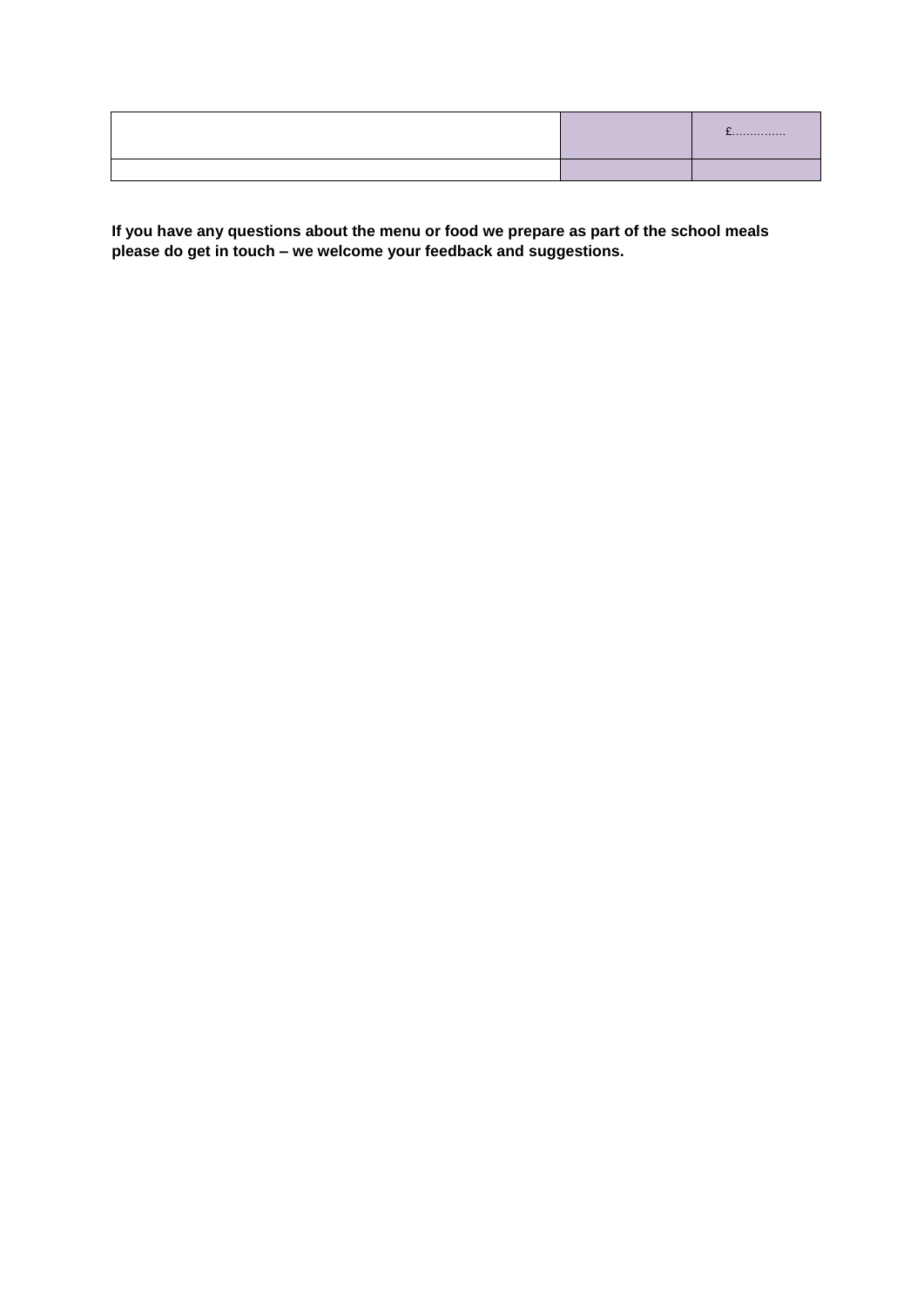| | | |
|---|---|---|
| | | £………….. |
| | | |

**If you have any questions about the menu or food we prepare as part of the school meals please do get in touch – we welcome your feedback and suggestions.**